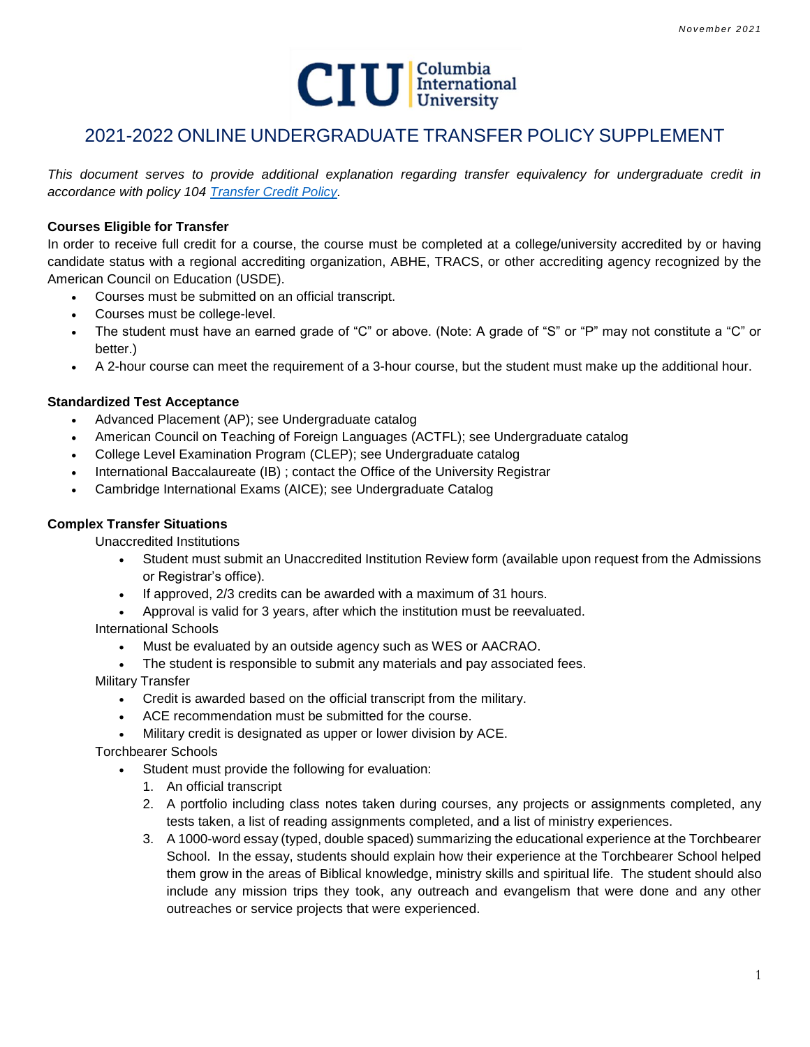# 2021-2022 ONLINE UNDERGRADUATE TRANSFER POLICY SUPPLEMENT

*This document serves to provide additional explanation regarding transfer equivalency for undergraduate credit in accordance with policy 104 Transfer Credit Policy.*

**Courses Eligible for Transfer**

In order to receive full credit for a course, the course must be completed at a college/university accredited by or having candidate status with a regional accrediting organization, ABHE, TRACS, or other accrediting agency recognized by the American Council on Education (USDE).

- Courses must be submitted on an official transcript.
- Courses must be college-level.
- The student must have an earned grade of "C" or above. (Note: A grade of "S" or "P" may not constitute a "C" or better.)
- A 2-hour course can meet the requirement of a 3-hour course, but the student must make up the additional hour.

**Standardized Test Acceptance**

- Advanced Placement (AP); see Undergraduate catalog
- American Council on Teaching of Foreign Languages (ACTFL); see Undergraduate catalog
- College Level Examination Program (CLEP); see Undergraduate catalog
- International Baccalaureate (IB) ; contact the Office of the University Registrar
- Cambridge International Exams (AICE); see Undergraduate Catalog

**Complex Transfer Situations**

Unaccredited Institutions

- Student must submit an Unaccredited Institution Review form (available upon request from the Admissions or Registrar's office).
- If approved, 2/3 credits can be awarded with a maximum of 31 hours.
- Approval is valid for 3 years, after which the institution must be reevaluated.

International Schools

- Must be evaluated by an outside agency such as WES or AACRAO.
- The student is responsible to submit any materials and pay associated fees.

Military Transfer

- Credit is awarded based on the official transcript from the military.
- ACE recommendation must be submitted for the course.
- Military credit is designated as upper or lower division by ACE.

Torchbearer Schools

- Student must provide the following for evaluation:
  1. An official transcript
  2. A portfolio including class notes taken during courses, any projects or assignments completed, any tests taken, a list of reading assignments completed, and a list of ministry experiences.
  3. A 1000-word essay (typed, double spaced) summarizing the educational experience at the Torchbearer School. In the essay, students should explain how their experience at the Torchbearer School helped them grow in the areas of Biblical knowledge, ministry skills and spiritual life. The student should also include any mission trips they took, any outreach and evangelism that were done and any other outreaches or service projects that were experienced.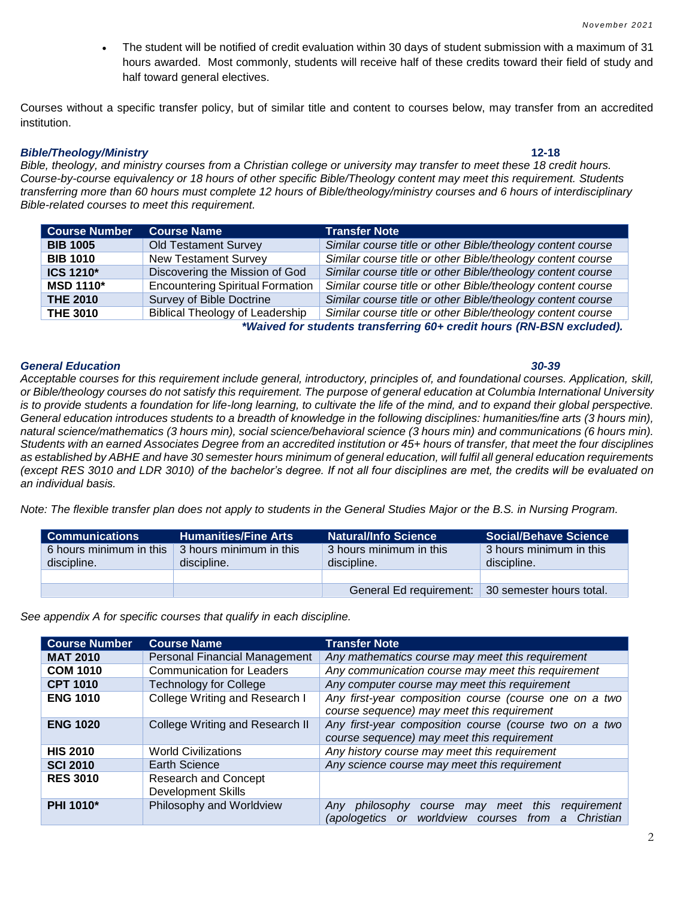- The student will be notified of credit evaluation within 30 days of student submission with a maximum of 31 hours awarded. Most commonly, students will receive half of these credits toward their field of study and half toward general electives.

Courses without a specific transfer policy, but of similar title and content to courses below, may transfer from an accredited institution.

### *Bible/Theology/Ministry* **12-18**

*Bible, theology, and ministry courses from a Christian college or university may transfer to meet these 18 credit hours. Course-by-course equivalency or 18 hours of other specific Bible/Theology content may meet this requirement. Students transferring more than 60 hours must complete 12 hours of Bible/theology/ministry courses and 6 hours of interdisciplinary Bible-related courses to meet this requirement.*

| Course Number | Course Name | Transfer Note |
|---|---|---|
| **BIB 1005** | Old Testament Survey | *Similar course title or other Bible/theology content course* |
| **BIB 1010** | New Testament Survey | *Similar course title or other Bible/theology content course* |
| **ICS 1210*** | Discovering the Mission of God | *Similar course title or other Bible/theology content course* |
| **MSD 1110*** | Encountering Spiritual Formation | *Similar course title or other Bible/theology content course* |
| **THE 2010** | Survey of Bible Doctrine | *Similar course title or other Bible/theology content course* |
| **THE 3010** | Biblical Theology of Leadership | *Similar course title or other Bible/theology content course* |

***Waived for students transferring 60+ credit hours (RN-BSN excluded).***

### *General Education* *30-39*

*Acceptable courses for this requirement include general, introductory, principles of, and foundational courses. Application, skill, or Bible/theology courses do not satisfy this requirement. The purpose of general education at Columbia International University is to provide students a foundation for life-long learning, to cultivate the life of the mind, and to expand their global perspective. General education introduces students to a breadth of knowledge in the following disciplines: humanities/fine arts (3 hours min), natural science/mathematics (3 hours min), social science/behavioral science (3 hours min) and communications (6 hours min). Students with an earned Associates Degree from an accredited institution or 45+ hours of transfer, that meet the four disciplines as established by ABHE and have 30 semester hours minimum of general education, will fulfil all general education requirements (except RES 3010 and LDR 3010) of the bachelor's degree. If not all four disciplines are met, the credits will be evaluated on an individual basis.*

*Note: The flexible transfer plan does not apply to students in the General Studies Major or the B.S. in Nursing Program.*

| Communications | Humanities/Fine Arts | Natural/Info Science | Social/Behave Science |
|---|---|---|---|
| 6 hours minimum in this discipline. | 3 hours minimum in this discipline. | 3 hours minimum in this discipline. | 3 hours minimum in this discipline. |
| | | | |
| | | General Ed requirement: | 30 semester hours total. |

*See appendix A for specific courses that qualify in each discipline.*

| Course Number | Course Name | Transfer Note |
|---|---|---|
| **MAT 2010** | Personal Financial Management | *Any mathematics course may meet this requirement* |
| **COM 1010** | Communication for Leaders | *Any communication course may meet this requirement* |
| **CPT 1010** | Technology for College | *Any computer course may meet this requirement* |
| **ENG 1010** | College Writing and Research I | *Any first-year composition course (course one on a two course sequence) may meet this requirement* |
| **ENG 1020** | College Writing and Research II | *Any first-year composition course (course two on a two course sequence) may meet this requirement* |
| **HIS 2010** | World Civilizations | *Any history course may meet this requirement* |
| **SCI 2010** | Earth Science | *Any science course may meet this requirement* |
| **RES 3010** | Research and Concept Development Skills | |
| **PHI 1010*** | Philosophy and Worldview | *Any philosophy course may meet this requirement (apologetics or worldview courses from a Christian* |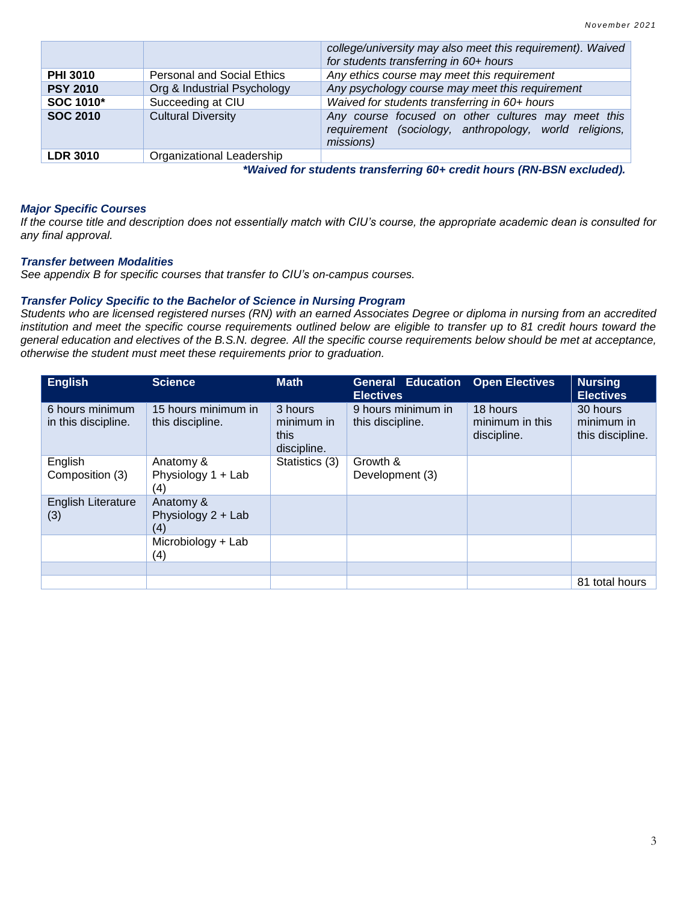| | | |
|---|---|---|
| | | *college/university may also meet this requirement). Waived for students transferring in 60+ hours* |
| **PHI 3010** | Personal and Social Ethics | *Any ethics course may meet this requirement* |
| **PSY 2010** | Org & Industrial Psychology | *Any psychology course may meet this requirement* |
| **SOC 1010*** | Succeeding at CIU | *Waived for students transferring in 60+ hours* |
| **SOC 2010** | Cultural Diversity | *Any course focused on other cultures may meet this requirement (sociology, anthropology, world religions, missions)* |
| **LDR 3010** | Organizational Leadership | |

***Waived for students transferring 60+ credit hours (RN-BSN excluded).***

### *Major Specific Courses*

*If the course title and description does not essentially match with CIU's course, the appropriate academic dean is consulted for any final approval.*

### *Transfer between Modalities*

*See appendix B for specific courses that transfer to CIU's on-campus courses.*

### *Transfer Policy Specific to the Bachelor of Science in Nursing Program*

*Students who are licensed registered nurses (RN) with an earned Associates Degree or diploma in nursing from an accredited institution and meet the specific course requirements outlined below are eligible to transfer up to 81 credit hours toward the general education and electives of the B.S.N. degree. All the specific course requirements below should be met at acceptance, otherwise the student must meet these requirements prior to graduation.*

| English | Science | Math | General Education Electives | Open Electives | Nursing Electives |
|---|---|---|---|---|---|
| 6 hours minimum in this discipline. | 15 hours minimum in this discipline. | 3 hours minimum in this discipline. | 9 hours minimum in this discipline. | 18 hours minimum in this discipline. | 30 hours minimum in this discipline. |
| English Composition (3) | Anatomy & Physiology 1 + Lab (4) | Statistics (3) | Growth & Development (3) | | |
| English Literature (3) | Anatomy & Physiology 2 + Lab (4) | | | | |
| | Microbiology + Lab (4) | | | | |
| | | | | | |
| | | | | | 81 total hours |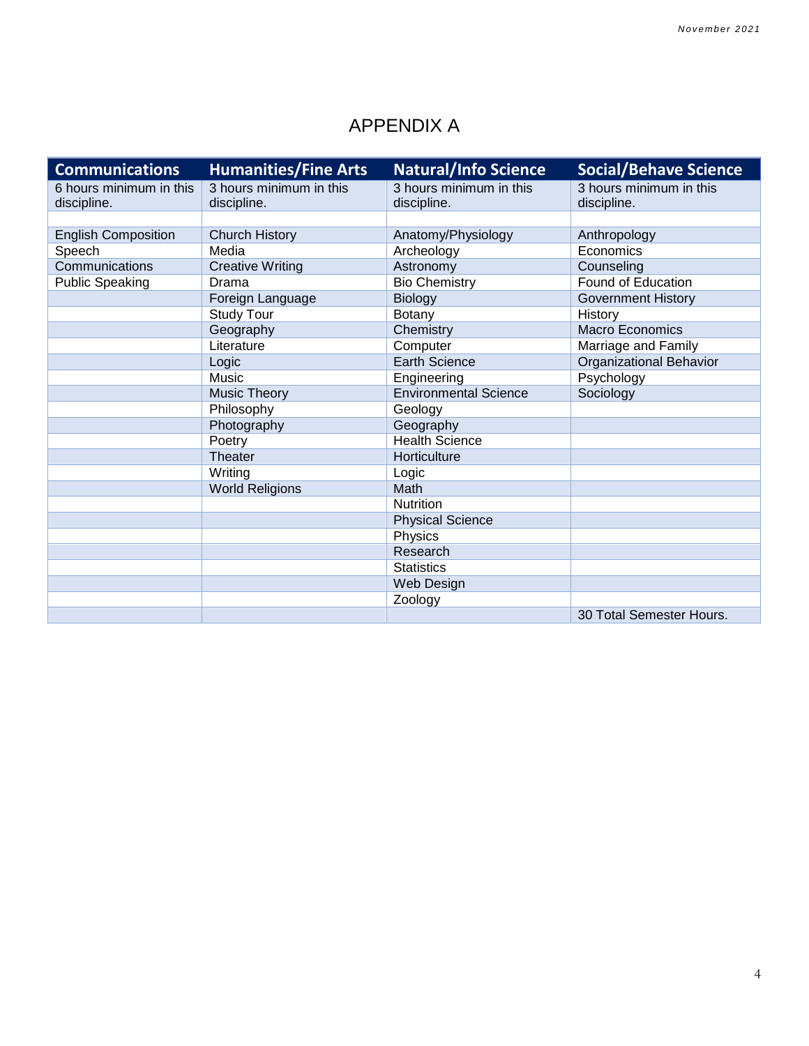# APPENDIX A

| Communications | Humanities/Fine Arts | Natural/Info Science | Social/Behave Science |
|---|---|---|---|
| 6 hours minimum in this discipline. | 3 hours minimum in this discipline. | 3 hours minimum in this discipline. | 3 hours minimum in this discipline. |
| | | | |
| English Composition | Church History | Anatomy/Physiology | Anthropology |
| Speech | Media | Archeology | Economics |
| Communications | Creative Writing | Astronomy | Counseling |
| Public Speaking | Drama | Bio Chemistry | Found of Education |
| | Foreign Language | Biology | Government History |
| | Study Tour | Botany | History |
| | Geography | Chemistry | Macro Economics |
| | Literature | Computer | Marriage and Family |
| | Logic | Earth Science | Organizational Behavior |
| | Music | Engineering | Psychology |
| | Music Theory | Environmental Science | Sociology |
| | Philosophy | Geology | |
| | Photography | Geography | |
| | Poetry | Health Science | |
| | Theater | Horticulture | |
| | Writing | Logic | |
| | World Religions | Math | |
| | | Nutrition | |
| | | Physical Science | |
| | | Physics | |
| | | Research | |
| | | Statistics | |
| | | Web Design | |
| | | Zoology | |
| | | | 30 Total Semester Hours. |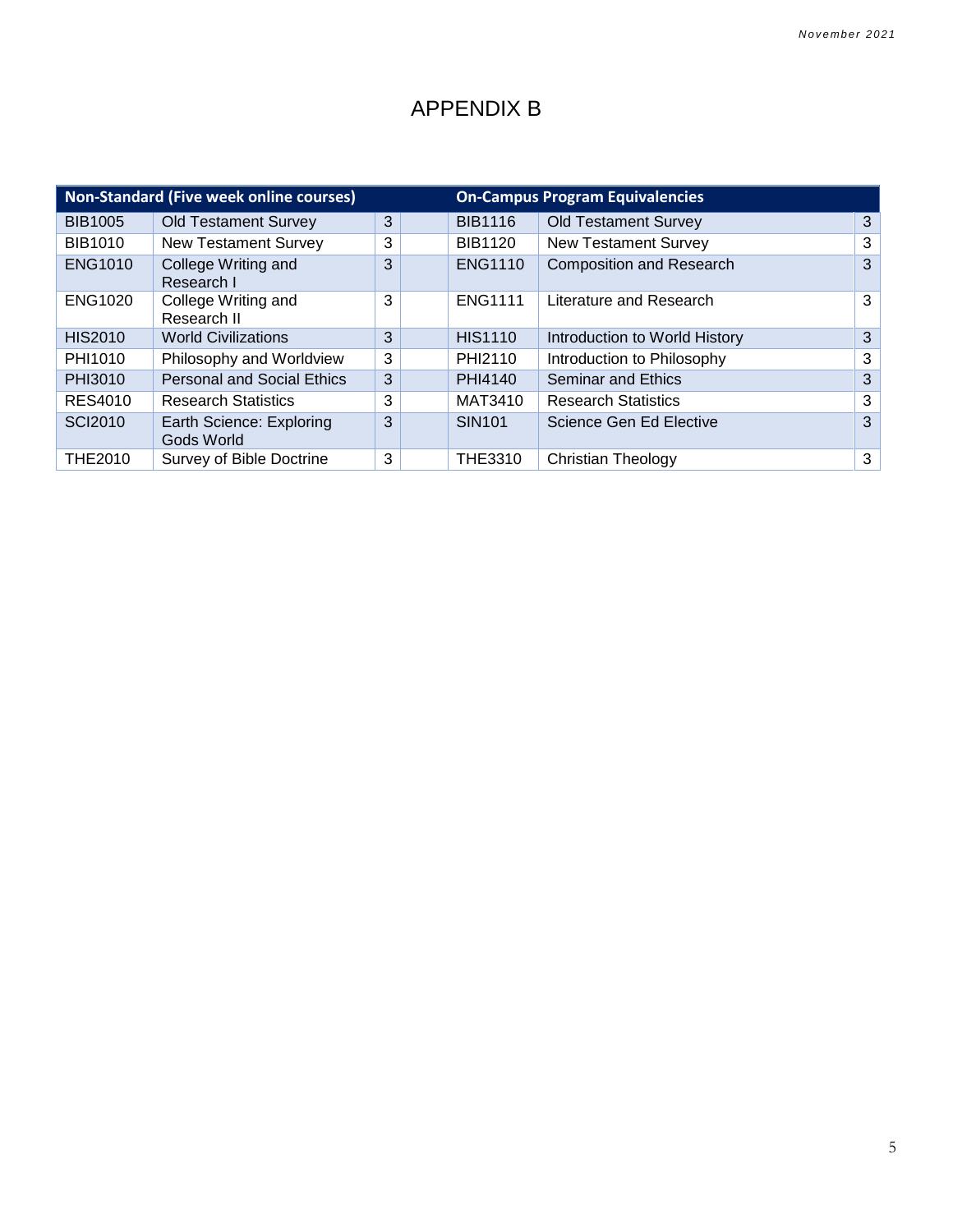# APPENDIX B

| Non-Standard (Five week online courses) | | | | On-Campus Program Equivalencies | | |
|---|---|---|---|---|---|---|
| BIB1005 | Old Testament Survey | 3 | | BIB1116 | Old Testament Survey | 3 |
| BIB1010 | New Testament Survey | 3 | | BIB1120 | New Testament Survey | 3 |
| ENG1010 | College Writing and Research I | 3 | | ENG1110 | Composition and Research | 3 |
| ENG1020 | College Writing and Research II | 3 | | ENG1111 | Literature and Research | 3 |
| HIS2010 | World Civilizations | 3 | | HIS1110 | Introduction to World History | 3 |
| PHI1010 | Philosophy and Worldview | 3 | | PHI2110 | Introduction to Philosophy | 3 |
| PHI3010 | Personal and Social Ethics | 3 | | PHI4140 | Seminar and Ethics | 3 |
| RES4010 | Research Statistics | 3 | | MAT3410 | Research Statistics | 3 |
| SCI2010 | Earth Science: Exploring Gods World | 3 | | SIN101 | Science Gen Ed Elective | 3 |
| THE2010 | Survey of Bible Doctrine | 3 | | THE3310 | Christian Theology | 3 |